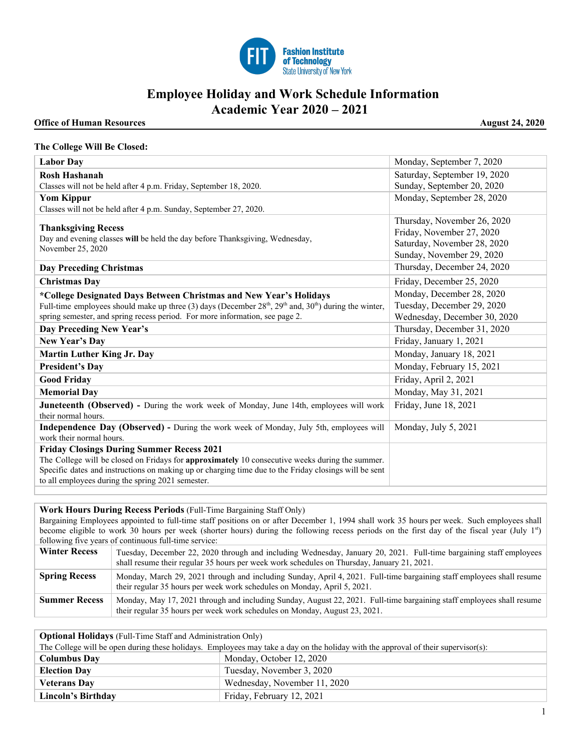Fashion Institute of Technology
State University of New York

# Employee Holiday and Work Schedule Information
# Academic Year 2020 – 2021

**Office of Human Resources** **August 24, 2020**

**The College Will Be Closed:**

| | |
|---|---|
| **Labor Day** | Monday, September 7, 2020 |
| **Rosh Hashanah**<br>Classes will not be held after 4 p.m. Friday, September 18, 2020. | Saturday, September 19, 2020<br>Sunday, September 20, 2020 |
| **Yom Kippur**<br>Classes will not be held after 4 p.m. Sunday, September 27, 2020. | Monday, September 28, 2020 |
| **Thanksgiving Recess**<br>Day and evening classes **will** be held the day before Thanksgiving, Wednesday, November 25, 2020 | Thursday, November 26, 2020<br>Friday, November 27, 2020<br>Saturday, November 28, 2020<br>Sunday, November 29, 2020 |
| **Day Preceding Christmas** | Thursday, December 24, 2020 |
| **Christmas Day** | Friday, December 25, 2020 |
| ***College Designated Days Between Christmas and New Year's Holidays**<br>Full-time employees should make up three (3) days (December 28th, 29th and, 30th) during the winter, spring semester, and spring recess period. For more information, see page 2. | Monday, December 28, 2020<br>Tuesday, December 29, 2020<br>Wednesday, December 30, 2020 |
| **Day Preceding New Year's** | Thursday, December 31, 2020 |
| **New Year's Day** | Friday, January 1, 2021 |
| **Martin Luther King Jr. Day** | Monday, January 18, 2021 |
| **President's Day** | Monday, February 15, 2021 |
| **Good Friday** | Friday, April 2, 2021 |
| **Memorial Day** | Monday, May 31, 2021 |
| **Juneteenth (Observed) -** During the work week of Monday, June 14th, employees will work their normal hours. | Friday, June 18, 2021 |
| **Independence Day (Observed) -** During the work week of Monday, July 5th, employees will work their normal hours. | Monday, July 5, 2021 |
| **Friday Closings During Summer Recess 2021**<br>The College will be closed on Fridays for **approximately** 10 consecutive weeks during the summer. Specific dates and instructions on making up or charging time due to the Friday closings will be sent to all employees during the spring 2021 semester. | |

**Work Hours During Recess Periods** (Full-Time Bargaining Staff Only)

Bargaining Employees appointed to full-time staff positions on or after December 1, 1994 shall work 35 hours per week. Such employees shall become eligible to work 30 hours per week (shorter hours) during the following recess periods on the first day of the fiscal year (July 1st) following five years of continuous full-time service:

| | |
|---|---|
| **Winter Recess** | Tuesday, December 22, 2020 through and including Wednesday, January 20, 2021. Full-time bargaining staff employees shall resume their regular 35 hours per week work schedules on Thursday, January 21, 2021. |
| **Spring Recess** | Monday, March 29, 2021 through and including Sunday, April 4, 2021. Full-time bargaining staff employees shall resume their regular 35 hours per week work schedules on Monday, April 5, 2021. |
| **Summer Recess** | Monday, May 17, 2021 through and including Sunday, August 22, 2021. Full-time bargaining staff employees shall resume their regular 35 hours per week work schedules on Monday, August 23, 2021. |

**Optional Holidays** (Full-Time Staff and Administration Only)

The College will be open during these holidays. Employees may take a day on the holiday with the approval of their supervisor(s):

| | |
|---|---|
| **Columbus Day** | Monday, October 12, 2020 |
| **Election Day** | Tuesday, November 3, 2020 |
| **Veterans Day** | Wednesday, November 11, 2020 |
| **Lincoln's Birthday** | Friday, February 12, 2021 |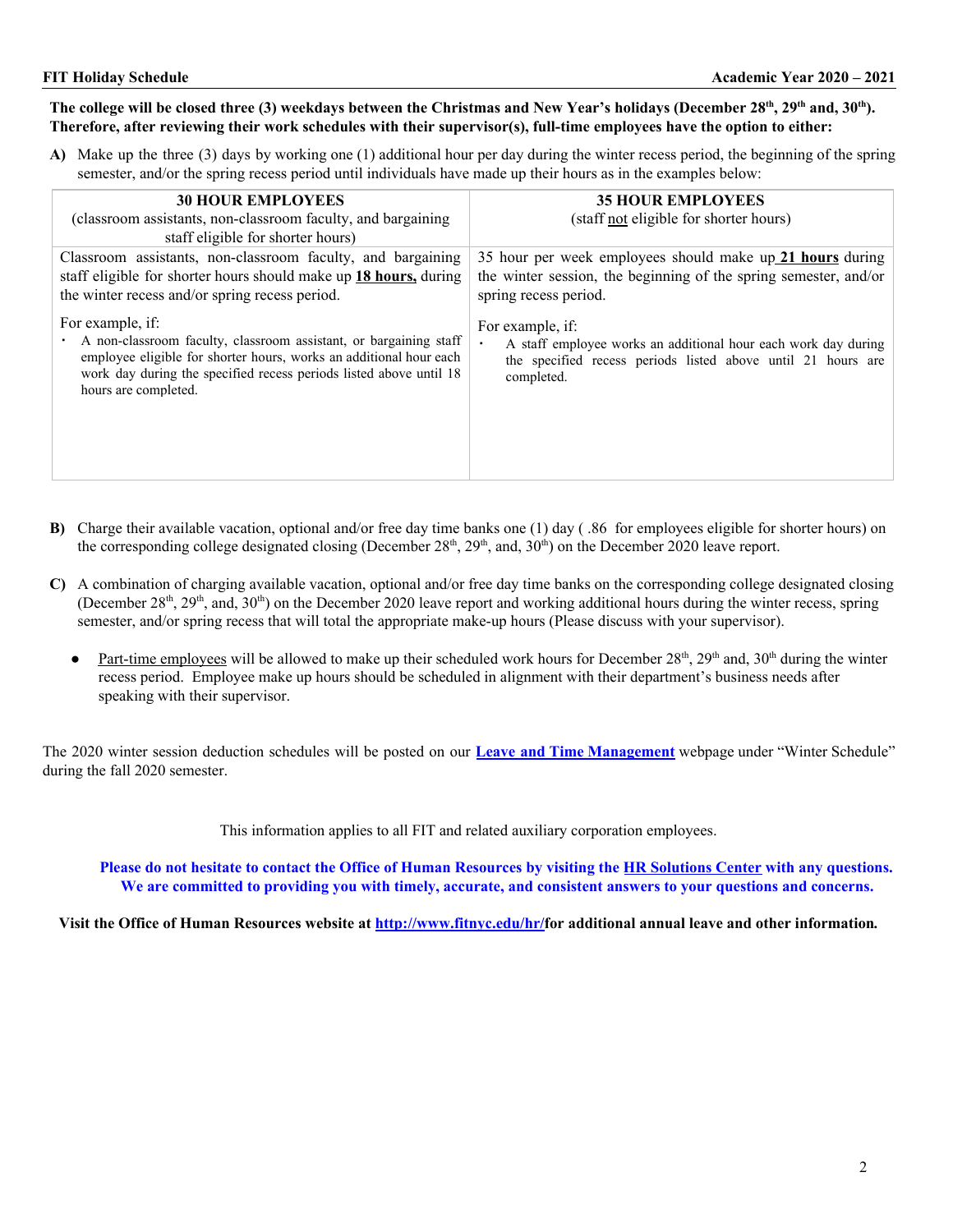**The college will be closed three (3) weekdays between the Christmas and New Year's holidays (December 28th, 29th and, 30th). Therefore, after reviewing their work schedules with their supervisor(s), full-time employees have the option to either:**

**A)** Make up the three (3) days by working one (1) additional hour per day during the winter recess period, the beginning of the spring semester, and/or the spring recess period until individuals have made up their hours as in the examples below:

| **30 HOUR EMPLOYEES** (classroom assistants, non-classroom faculty, and bargaining staff eligible for shorter hours) | **35 HOUR EMPLOYEES** (staff not eligible for shorter hours) |
|---|---|
| Classroom assistants, non-classroom faculty, and bargaining staff eligible for shorter hours should make up **18 hours,** during the winter recess and/or spring recess period.<br><br>For example, if:<br>· A non-classroom faculty, classroom assistant, or bargaining staff employee eligible for shorter hours, works an additional hour each work day during the specified recess periods listed above until 18 hours are completed. | 35 hour per week employees should make up **21 hours** during the winter session, the beginning of the spring semester, and/or spring recess period.<br><br>For example, if:<br>· A staff employee works an additional hour each work day during the specified recess periods listed above until 21 hours are completed. |

**B)** Charge their available vacation, optional and/or free day time banks one (1) day ( .86 for employees eligible for shorter hours) on the corresponding college designated closing (December 28th, 29th, and, 30th) on the December 2020 leave report.

**C)** A combination of charging available vacation, optional and/or free day time banks on the corresponding college designated closing (December 28th, 29th, and, 30th) on the December 2020 leave report and working additional hours during the winter recess, spring semester, and/or spring recess that will total the appropriate make-up hours (Please discuss with your supervisor).

- Part-time employees will be allowed to make up their scheduled work hours for December 28th, 29th and, 30th during the winter recess period. Employee make up hours should be scheduled in alignment with their department's business needs after speaking with their supervisor.

The 2020 winter session deduction schedules will be posted on our **Leave and Time Management** webpage under "Winter Schedule" during the fall 2020 semester.

This information applies to all FIT and related auxiliary corporation employees.

**Please do not hesitate to contact the Office of Human Resources by visiting the HR Solutions Center with any questions. We are committed to providing you with timely, accurate, and consistent answers to your questions and concerns.**

**Visit the Office of Human Resources website at http://www.fitnyc.edu/hr/for additional annual leave and other information.**